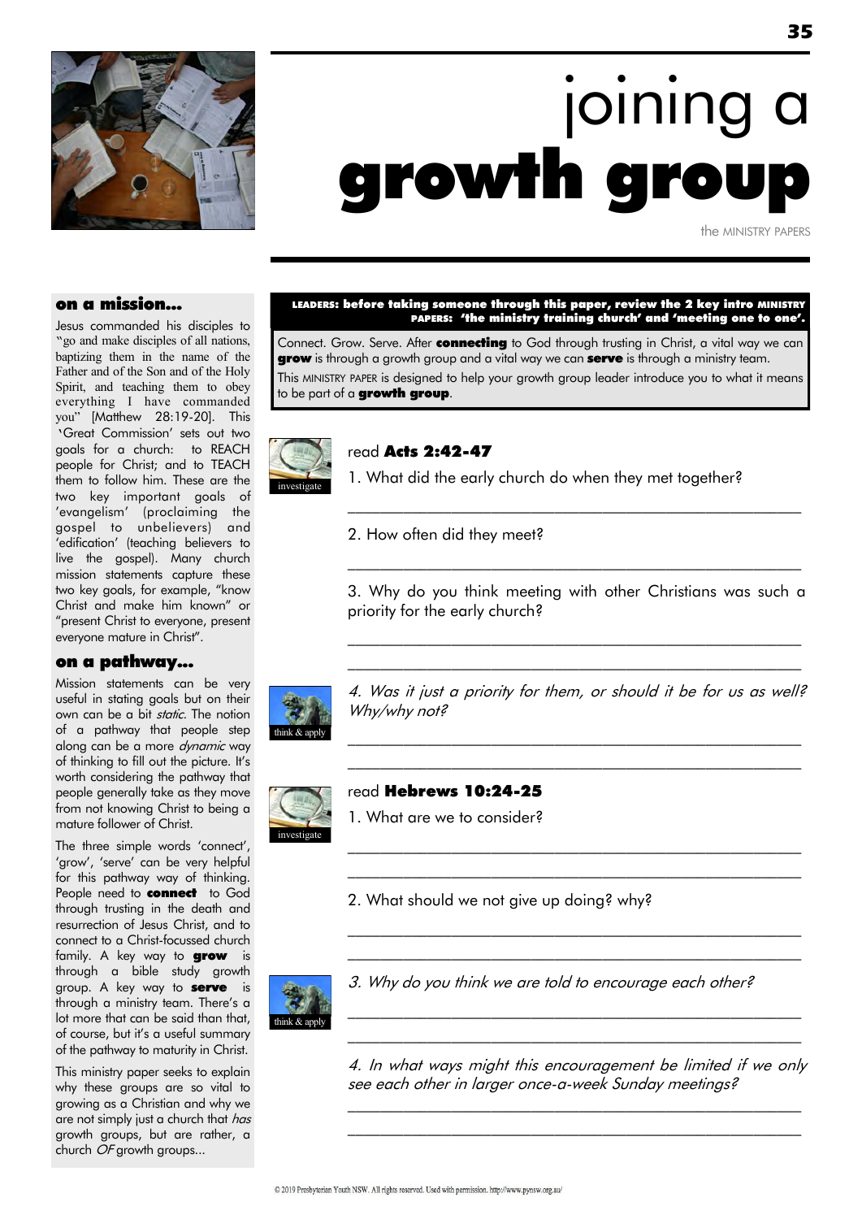# joining a **growth group**

the MINISTRY PAPERS

## on a mission...

Jesus commanded his disciples to "go and make disciples of all nations, baptizing them in the name of the Father and of the Son and of the Holy Spirit, and teaching them to obey everything I have commanded you" [Matthew 28:19-20]. This 'Great Commission' sets out two goals for a church: to REACH people for Christ; and to TEACH them to follow him. These are the two key important goals of 'evangelism' (proclaiming the gospel to unbelievers) and 'edification' (teaching believers to live the gospel). Many church mission statements capture these two key goals, for example, "know Christ and make him known" or "present Christ to everyone, present everyone mature in Christ".

## on a pathway...

Mission statements can be very useful in stating goals but on their own can be a bit *static*. The notion of a pathway that people step along can be a more *dynamic* way of thinking to fill out the picture. It's worth considering the pathway that people generally take as they move from not knowing Christ to being a mature follower of Christ.

The three simple words 'connect', 'grow', 'serve' can be very helpful for this pathway way of thinking. People need to **connect** to God through trusting in the death and resurrection of Jesus Christ, and to connect to a Christ-focussed church family. A key way to **grow** is through a bible study growth group. A key way to **serve** is through a ministry team. There's a lot more that can be said than that, of course, but it's a useful summary of the pathway to maturity in Christ.

This ministry paper seeks to explain why these groups are so vital to growing as a Christian and why we are not simply just a church that *has* growth groups, but are rather, a church *OF* growth groups...

**LEADERS: before taking someone through this paper, review the 2 key intro MINISTRY PAPERS: 'the ministry training church' and 'meeting one to one'.**

Connect. Grow. Serve. After **connecting** to God through trusting in Christ, a vital way we can **grow** is through a growth group and a vital way we can **serve** is through a ministry team.

This MINISTRY PAPER is designed to help your growth group leader introduce you to what it means to be part of a **growth group**.

investigate

read **Acts 2:42-47**

1. What did the early church do when they met together?

_______________________________________________

2. How often did they meet?

_______________________________________________

3. Why do you think meeting with other Christians was such a priority for the early church?

_______________________________________________

_______________________________________________

think & apply

*4. Was it just a priority for them, or should it be for us as well? Why/why not?*

_______________________________________________

_______________________________________________

investigate

read **Hebrews 10:24-25**

1. What are we to consider?

_______________________________________________

_______________________________________________

2. What should we not give up doing? why?

_______________________________________________

_______________________________________________

think & apply

*3. Why do you think we are told to encourage each other?*

_______________________________________________

_______________________________________________

*4. In what ways might this encouragement be limited if we only see each other in larger once-a-week Sunday meetings?*

_______________________________________________

_______________________________________________

© 2019 Presbyterian Youth NSW. All rights reserved. Used with permission. http://www.pynsw.org.au/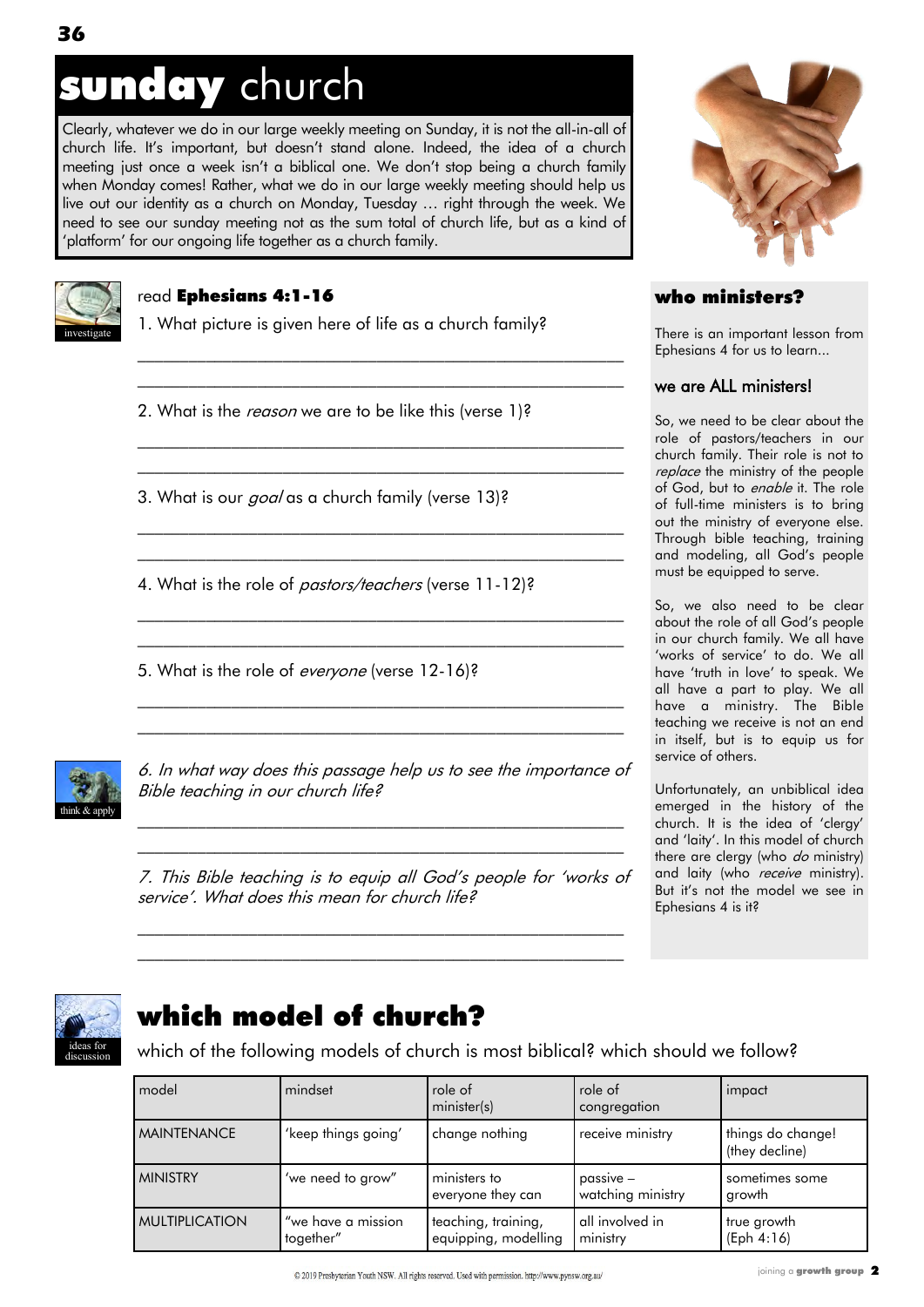# **sunday** church

Clearly, whatever we do in our large weekly meeting on Sunday, it is not the all-in-all of church life. It's important, but doesn't stand alone. Indeed, the idea of a church meeting just once a week isn't a biblical one. We don't stop being a church family when Monday comes! Rather, what we do in our large weekly meeting should help us live out our identity as a church on Monday, Tuesday … right through the week. We need to see our sunday meeting not as the sum total of church life, but as a kind of 'platform' for our ongoing life together as a church family.

investigate

read **Ephesians 4:1-16**

1. What picture is given here of life as a church family?

_______________________________________________

_______________________________________________

2. What is the *reason* we are to be like this (verse 1)?

_______________________________________________

_______________________________________________

3. What is our *goal* as a church family (verse 13)?

_______________________________________________

_______________________________________________

4. What is the role of *pastors/teachers* (verse 11-12)?

_______________________________________________

_______________________________________________

5. What is the role of *everyone* (verse 12-16)?

_______________________________________________

_______________________________________________

think & apply

*6. In what way does this passage help us to see the importance of Bible teaching in our church life?*

_______________________________________________

_______________________________________________

*7. This Bible teaching is to equip all God's people for 'works of service'. What does this mean for church life?*

_______________________________________________

_______________________________________________

## who ministers?

There is an important lesson from Ephesians 4 for us to learn...

### we are ALL ministers!

So, we need to be clear about the role of pastors/teachers in our church family. Their role is not to *replace* the ministry of the people of God, but to *enable* it. The role of full-time ministers is to bring out the ministry of everyone else. Through bible teaching, training and modeling, all God's people must be equipped to serve.

So, we also need to be clear about the role of all God's people in our church family. We all have 'works of service' to do. We all have 'truth in love' to speak. We all have a part to play. We all have a ministry. The Bible teaching we receive is not an end in itself, but is to equip us for service of others.

Unfortunately, an unbiblical idea emerged in the history of the church. It is the idea of 'clergy' and 'laity'. In this model of church there are clergy (who *do* ministry) and laity (who *receive* ministry). But it's not the model we see in Ephesians 4 is it?

ideas for discussion

## which model of church?

which of the following models of church is most biblical? which should we follow?

| model | mindset | role of minister(s) | role of congregation | impact |
|---|---|---|---|---|
| MAINTENANCE | 'keep things going' | change nothing | receive ministry | things do change! (they decline) |
| MINISTRY | 'we need to grow" | ministers to everyone they can | passive – watching ministry | sometimes some growth |
| MULTIPLICATION | "we have a mission together" | teaching, training, equipping, modelling | all involved in ministry | true growth (Eph 4:16) |

© 2019 Presbyterian Youth NSW. All rights reserved. Used with permission. http://www.pynsw.org.au/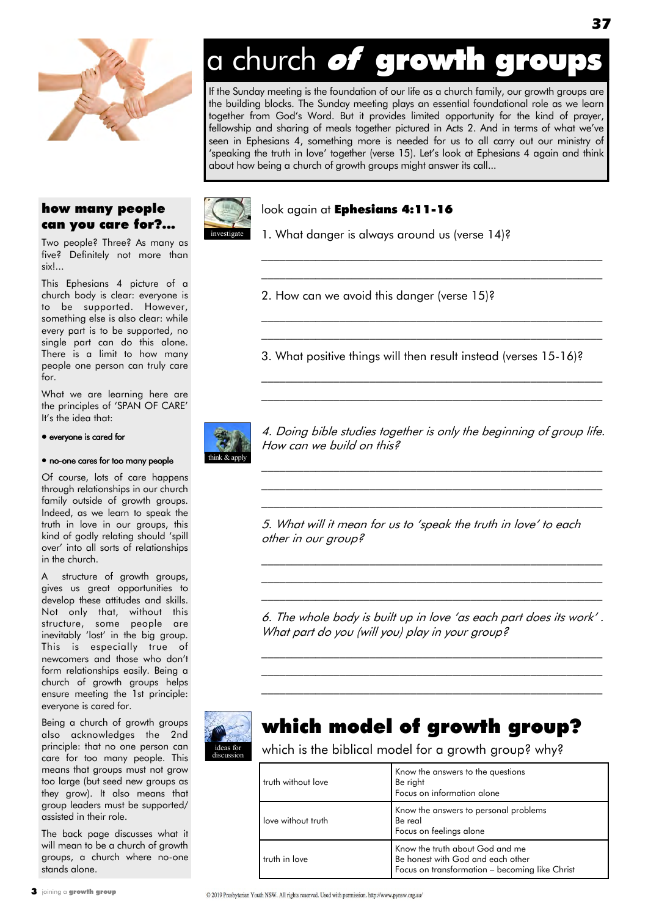# a church *of* growth groups

If the Sunday meeting is the foundation of our life as a church family, our growth groups are the building blocks. The Sunday meeting plays an essential foundational role as we learn together from God's Word. But it provides limited opportunity for the kind of prayer, fellowship and sharing of meals together pictured in Acts 2. And in terms of what we've seen in Ephesians 4, something more is needed for us to all carry out our ministry of 'speaking the truth in love' together (verse 15). Let's look at Ephesians 4 again and think about how being a church of growth groups might answer its call...

## how many people can you care for?...

Two people? Three? As many as five? Definitely not more than six!...

This Ephesians 4 picture of a church body is clear: everyone is to be supported. However, something else is also clear: while every part is to be supported, no single part can do this alone. There is a limit to how many people one person can truly care for.

What we are learning here are the principles of 'SPAN OF CARE' It's the idea that:

- everyone is cared for
- no-one cares for too many people

Of course, lots of care happens through relationships in our church family outside of growth groups. Indeed, as we learn to speak the truth in love in our groups, this kind of godly relating should 'spill over' into all sorts of relationships in the church.

A structure of growth groups, gives us great opportunities to develop these attitudes and skills. Not only that, without this structure, some people are inevitably 'lost' in the big group. This is especially true of newcomers and those who don't form relationships easily. Being a church of growth groups helps ensure meeting the 1st principle: everyone is cared for.

Being a church of growth groups also acknowledges the 2nd principle: that no one person can care for too many people. This means that groups must not grow too large (but seed new groups as they grow). It also means that group leaders must be supported/ assisted in their role.

The back page discusses what it will mean to be a church of growth groups, a church where no-one stands alone.

investigate

look again at **Ephesians 4:11-16**

1. What danger is always around us (verse 14)?

___________________________________________

___________________________________________

2. How can we avoid this danger (verse 15)?

___________________________________________

___________________________________________

3. What positive things will then result instead (verses 15-16)?

___________________________________________

___________________________________________

think & apply

*4. Doing bible studies together is only the beginning of group life. How can we build on this?*

___________________________________________

___________________________________________

___________________________________________

*5. What will it mean for us to 'speak the truth in love' to each other in our group?*

___________________________________________

___________________________________________

___________________________________________

*6. The whole body is built up in love 'as each part does its work'. What part do you (will you) play in your group?*

___________________________________________

___________________________________________

___________________________________________

ideas for discussion

## which model of growth group?

which is the biblical model for a growth group? why?

| | |
|---|---|
| truth without love | Know the answers to the questions<br>Be right<br>Focus on information alone |
| love without truth | Know the answers to personal problems<br>Be real<br>Focus on feelings alone |
| truth in love | Know the truth about God and me<br>Be honest with God and each other<br>Focus on transformation – becoming like Christ |

© 2019 Presbyterian Youth NSW. All rights reserved. Used with permission. http://www.pynsw.org.au/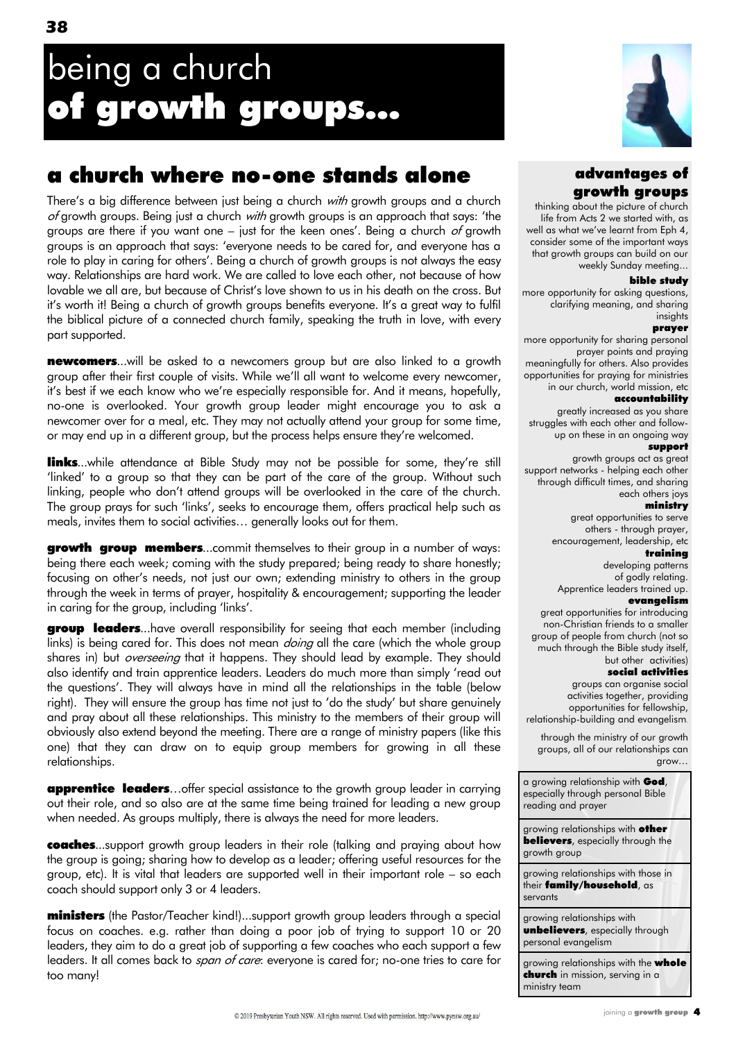# being a church **of growth groups...**

## a church where no-one stands alone

There's a big difference between just being a church *with* growth groups and a church *of* growth groups. Being just a church *with* growth groups is an approach that says: 'the groups are there if you want one – just for the keen ones'. Being a church *of* growth groups is an approach that says: 'everyone needs to be cared for, and everyone has a role to play in caring for others'. Being a church of growth groups is not always the easy way. Relationships are hard work. We are called to love each other, not because of how lovable we all are, but because of Christ's love shown to us in his death on the cross. But it's worth it! Being a church of growth groups benefits everyone. It's a great way to fulfil the biblical picture of a connected church family, speaking the truth in love, with every part supported.

**newcomers**...will be asked to a newcomers group but are also linked to a growth group after their first couple of visits. While we'll all want to welcome every newcomer, it's best if we each know who we're especially responsible for. And it means, hopefully, no-one is overlooked. Your growth group leader might encourage you to ask a newcomer over for a meal, etc. They may not actually attend your group for some time, or may end up in a different group, but the process helps ensure they're welcomed.

**links**...while attendance at Bible Study may not be possible for some, they're still 'linked' to a group so that they can be part of the care of the group. Without such linking, people who don't attend groups will be overlooked in the care of the church. The group prays for such 'links', seeks to encourage them, offers practical help such as meals, invites them to social activities… generally looks out for them.

**growth group members**...commit themselves to their group in a number of ways: being there each week; coming with the study prepared; being ready to share honestly; focusing on other's needs, not just our own; extending ministry to others in the group through the week in terms of prayer, hospitality & encouragement; supporting the leader in caring for the group, including 'links'.

**group leaders**...have overall responsibility for seeing that each member (including links) is being cared for. This does not mean *doing* all the care (which the whole group shares in) but *overseeing* that it happens. They should lead by example. They should also identify and train apprentice leaders. Leaders do much more than simply 'read out the questions'. They will always have in mind all the relationships in the table (below right). They will ensure the group has time not just to 'do the study' but share genuinely and pray about all these relationships. This ministry to the members of their group will obviously also extend beyond the meeting. There are a range of ministry papers (like this one) that they can draw on to equip group members for growing in all these relationships.

**apprentice leaders**...offer special assistance to the growth group leader in carrying out their role, and so also are at the same time being trained for leading a new group when needed. As groups multiply, there is always the need for more leaders.

**coaches**...support growth group leaders in their role (talking and praying about how the group is going; sharing how to develop as a leader; offering useful resources for the group, etc). It is vital that leaders are supported well in their important role – so each coach should support only 3 or 4 leaders.

**ministers** (the Pastor/Teacher kind!)...support growth group leaders through a special focus on coaches. e.g. rather than doing a poor job of trying to support 10 or 20 leaders, they aim to do a great job of supporting a few coaches who each support a few leaders. It all comes back to *span of care*: everyone is cared for; no-one tries to care for too many!

### advantages of growth groups

thinking about the picture of church life from Acts 2 we started with, as well as what we've learnt from Eph 4, consider some of the important ways that growth groups can build on our weekly Sunday meeting...

**bible study**
more opportunity for asking questions, clarifying meaning, and sharing insights

**prayer**
more opportunity for sharing personal prayer points and praying meaningfully for others. Also provides opportunities for praying for ministries in our church, world mission, etc

**accountability**
greatly increased as you share struggles with each other and follow-up on these in an ongoing way

**support**
growth groups act as great support networks - helping each other through difficult times, and sharing each others joys

**ministry**
great opportunities to serve others - through prayer, encouragement, leadership, etc

**training**
developing patterns of godly relating. Apprentice leaders trained up.

**evangelism**
great opportunities for introducing non-Christian friends to a smaller group of people from church (not so much through the Bible study itself, but other activities)

**social activities**
groups can organise social activities together, providing opportunities for fellowship, relationship-building and evangelism.

through the ministry of our growth groups, all of our relationships can grow…

| |
|---|
| a growing relationship with **God**, especially through personal Bible reading and prayer |
| growing relationships with **other believers**, especially through the growth group |
| growing relationships with those in their **family/household**, as servants |
| growing relationships with **unbelievers**, especially through personal evangelism |
| growing relationships with the **whole church** in mission, serving in a ministry team |

© 2019 Presbyterian Youth NSW. All rights reserved. Used with permission. http://www.pynsw.org.au/